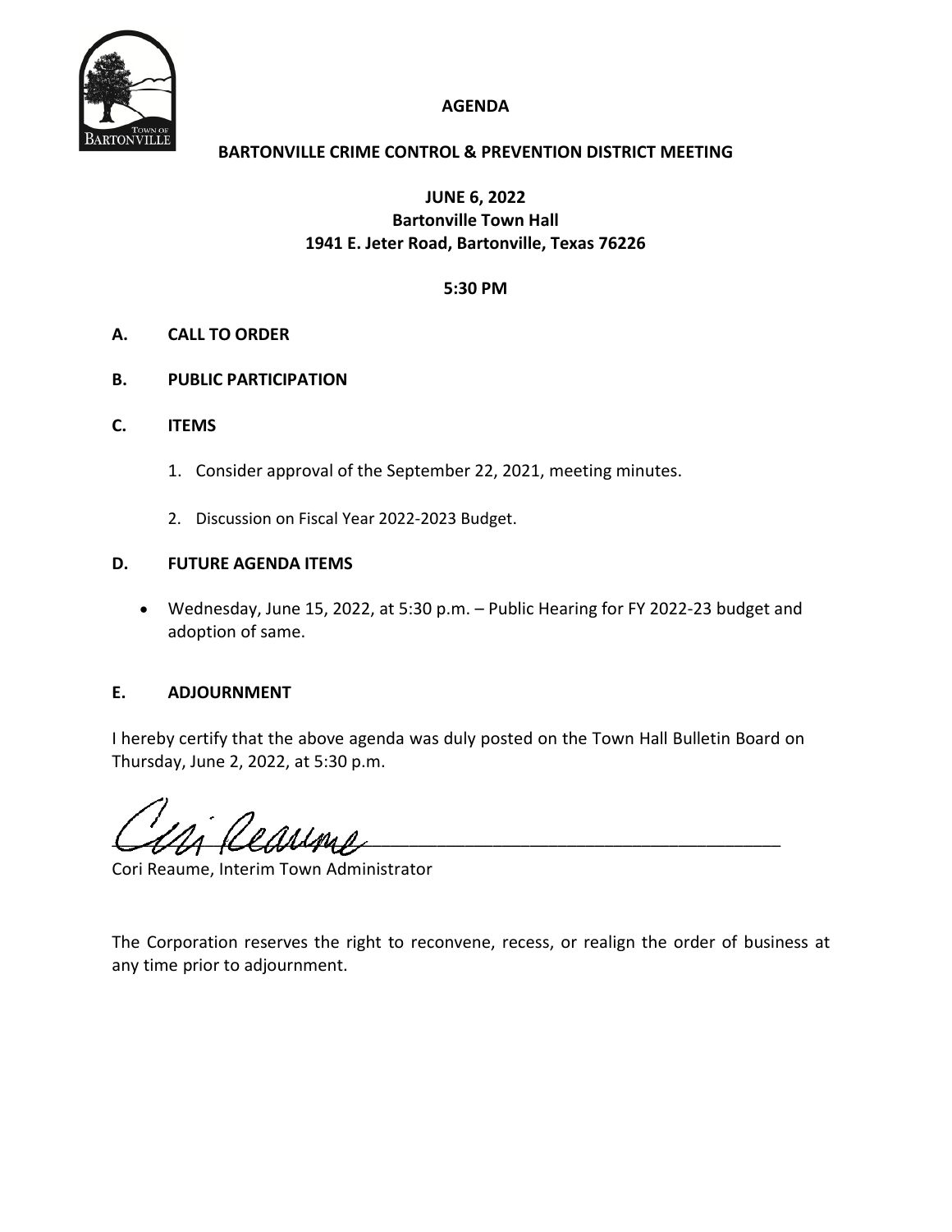# AGENDA

## BARTONVILLE CRIME CONTROL & PREVENTION DISTRICT MEETING

**JUNE 6, 2022**
**Bartonville Town Hall**
**1941 E. Jeter Road, Bartonville, Texas 76226**

**5:30 PM**

**A. CALL TO ORDER**

**B. PUBLIC PARTICIPATION**

**C. ITEMS**

1. Consider approval of the September 22, 2021, meeting minutes.

2. Discussion on Fiscal Year 2022-2023 Budget.

**D. FUTURE AGENDA ITEMS**

- Wednesday, June 15, 2022, at 5:30 p.m. – Public Hearing for FY 2022-23 budget and adoption of same.

**E. ADJOURNMENT**

I hereby certify that the above agenda was duly posted on the Town Hall Bulletin Board on Thursday, June 2, 2022, at 5:30 p.m.

Cori Reaume, Interim Town Administrator

The Corporation reserves the right to reconvene, recess, or realign the order of business at any time prior to adjournment.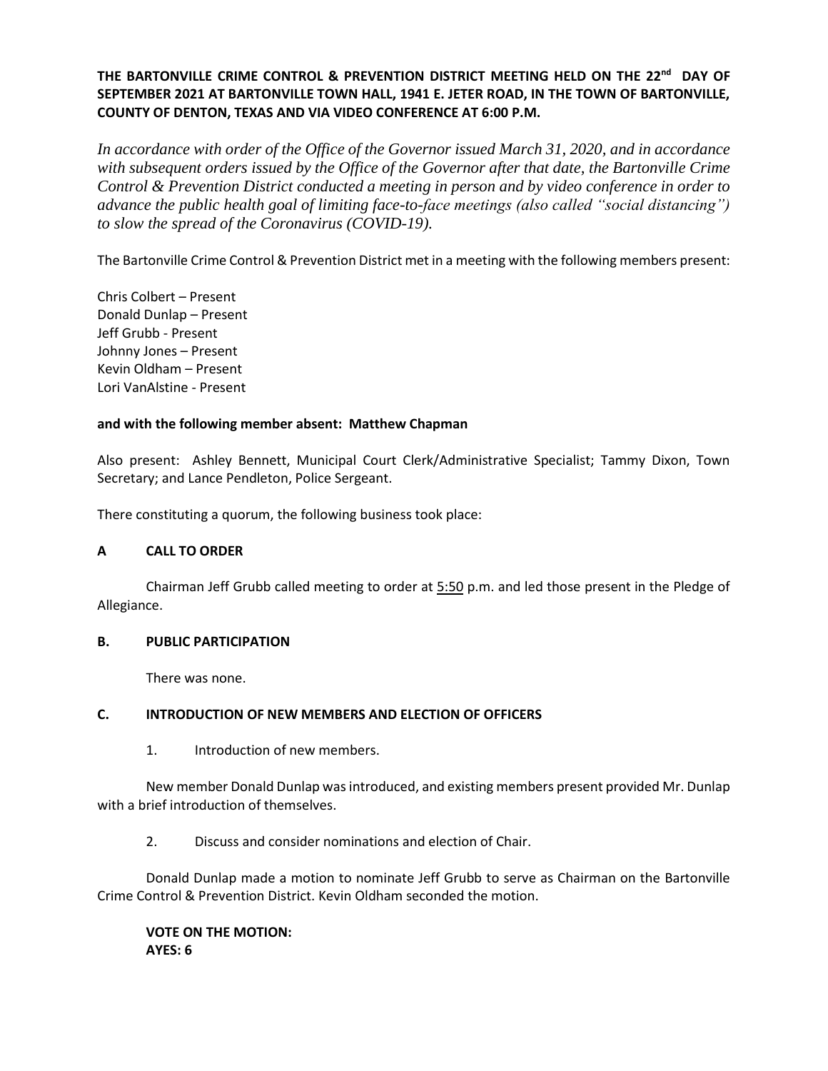**THE BARTONVILLE CRIME CONTROL & PREVENTION DISTRICT MEETING HELD ON THE 22nd DAY OF SEPTEMBER 2021 AT BARTONVILLE TOWN HALL, 1941 E. JETER ROAD, IN THE TOWN OF BARTONVILLE, COUNTY OF DENTON, TEXAS AND VIA VIDEO CONFERENCE AT 6:00 P.M.**

*In accordance with order of the Office of the Governor issued March 31, 2020, and in accordance with subsequent orders issued by the Office of the Governor after that date, the Bartonville Crime Control & Prevention District conducted a meeting in person and by video conference in order to advance the public health goal of limiting face-to-face meetings (also called "social distancing") to slow the spread of the Coronavirus (COVID-19).*

The Bartonville Crime Control & Prevention District met in a meeting with the following members present:

Chris Colbert – Present
Donald Dunlap – Present
Jeff Grubb - Present
Johnny Jones – Present
Kevin Oldham – Present
Lori VanAlstine - Present

**and with the following member absent: Matthew Chapman**

Also present: Ashley Bennett, Municipal Court Clerk/Administrative Specialist; Tammy Dixon, Town Secretary; and Lance Pendleton, Police Sergeant.

There constituting a quorum, the following business took place:

**A CALL TO ORDER**

Chairman Jeff Grubb called meeting to order at 5:50 p.m. and led those present in the Pledge of Allegiance.

**B. PUBLIC PARTICIPATION**

There was none.

**C. INTRODUCTION OF NEW MEMBERS AND ELECTION OF OFFICERS**

1. Introduction of new members.

New member Donald Dunlap was introduced, and existing members present provided Mr. Dunlap with a brief introduction of themselves.

2. Discuss and consider nominations and election of Chair.

Donald Dunlap made a motion to nominate Jeff Grubb to serve as Chairman on the Bartonville Crime Control & Prevention District. Kevin Oldham seconded the motion.

**VOTE ON THE MOTION:**
**AYES: 6**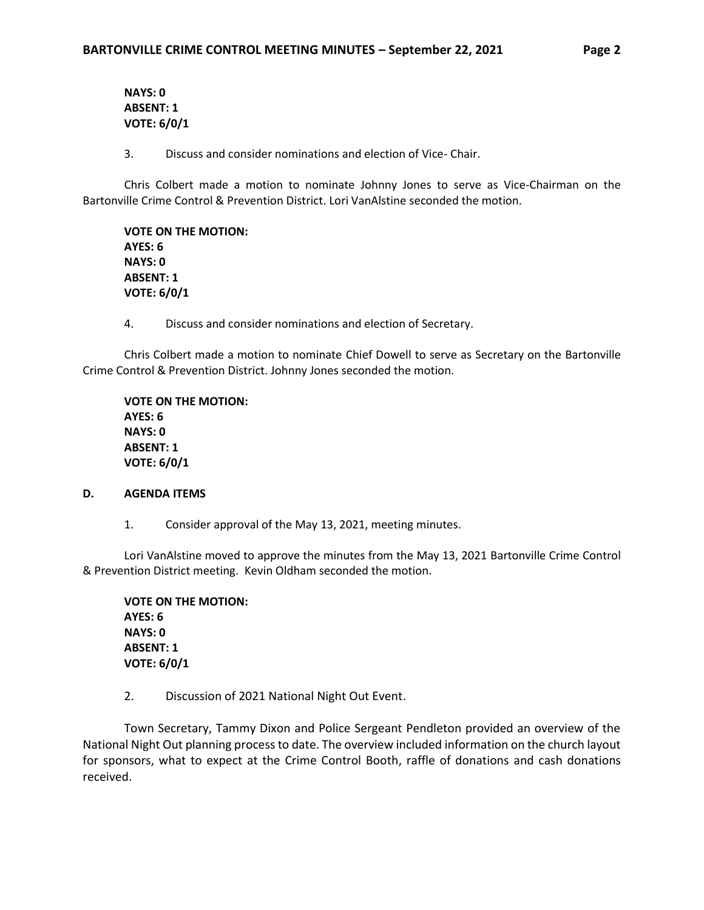**NAYS: 0**
**ABSENT: 1**
**VOTE: 6/0/1**

3. Discuss and consider nominations and election of Vice- Chair.

Chris Colbert made a motion to nominate Johnny Jones to serve as Vice-Chairman on the Bartonville Crime Control & Prevention District. Lori VanAlstine seconded the motion.

**VOTE ON THE MOTION:**
**AYES: 6**
**NAYS: 0**
**ABSENT: 1**
**VOTE: 6/0/1**

4. Discuss and consider nominations and election of Secretary.

Chris Colbert made a motion to nominate Chief Dowell to serve as Secretary on the Bartonville Crime Control & Prevention District. Johnny Jones seconded the motion.

**VOTE ON THE MOTION:**
**AYES: 6**
**NAYS: 0**
**ABSENT: 1**
**VOTE: 6/0/1**

## D. AGENDA ITEMS

1. Consider approval of the May 13, 2021, meeting minutes.

Lori VanAlstine moved to approve the minutes from the May 13, 2021 Bartonville Crime Control & Prevention District meeting. Kevin Oldham seconded the motion.

**VOTE ON THE MOTION:**
**AYES: 6**
**NAYS: 0**
**ABSENT: 1**
**VOTE: 6/0/1**

2. Discussion of 2021 National Night Out Event.

Town Secretary, Tammy Dixon and Police Sergeant Pendleton provided an overview of the National Night Out planning process to date. The overview included information on the church layout for sponsors, what to expect at the Crime Control Booth, raffle of donations and cash donations received.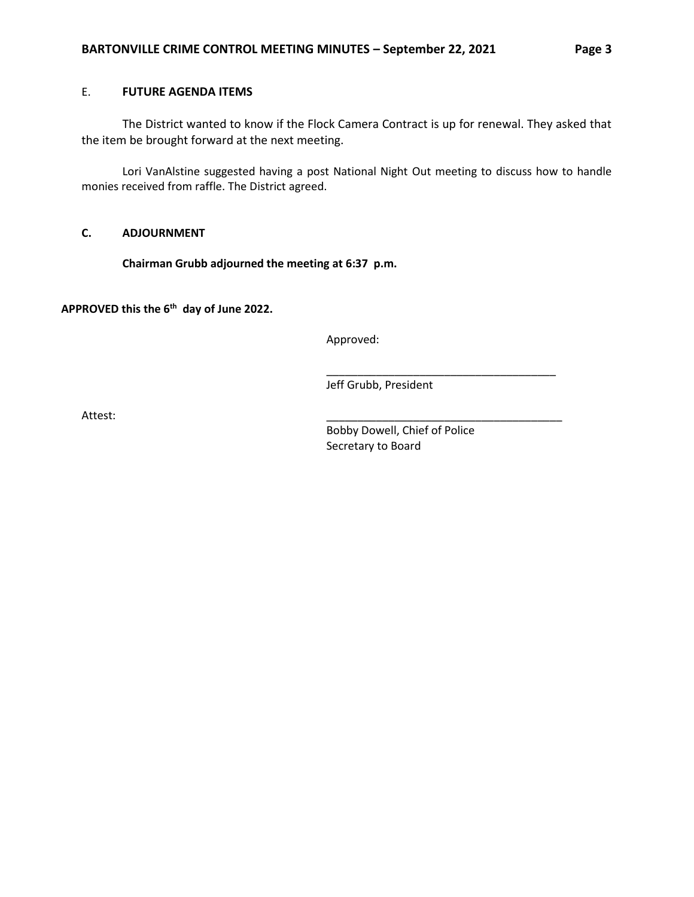### E. FUTURE AGENDA ITEMS

The District wanted to know if the Flock Camera Contract is up for renewal. They asked that the item be brought forward at the next meeting.

Lori VanAlstine suggested having a post National Night Out meeting to discuss how to handle monies received from raffle. The District agreed.

### C. ADJOURNMENT

**Chairman Grubb adjourned the meeting at 6:37 p.m.**

**APPROVED this the 6th day of June 2022.**

Approved:

_____________________________________
Jeff Grubb, President

Attest:

_____________________________________
Bobby Dowell, Chief of Police
Secretary to Board